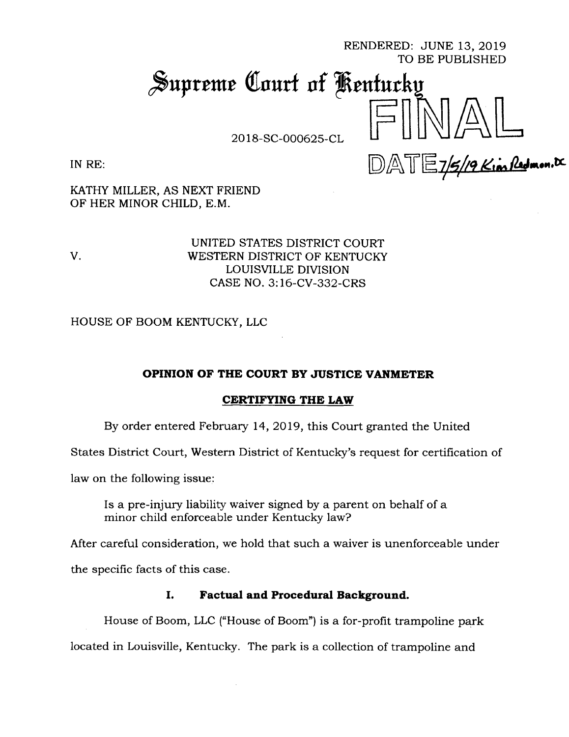RENDERED: JUNE 13, 2019
TO BE PUBLISHED

# Supreme Court of Kentucky

2018-SC-000625-CL

FINAL

DATE 7/5/19 Kim Redmon, DC

IN RE:

KATHY MILLER, AS NEXT FRIEND
OF HER MINOR CHILD, E.M.

V.

UNITED STATES DISTRICT COURT
WESTERN DISTRICT OF KENTUCKY
LOUISVILLE DIVISION
CASE NO. 3:16-CV-332-CRS

HOUSE OF BOOM KENTUCKY, LLC

**OPINION OF THE COURT BY JUSTICE VANMETER**

**CERTIFYING THE LAW**

By order entered February 14, 2019, this Court granted the United States District Court, Western District of Kentucky's request for certification of law on the following issue:

> Is a pre-injury liability waiver signed by a parent on behalf of a minor child enforceable under Kentucky law?

After careful consideration, we hold that such a waiver is unenforceable under the specific facts of this case.

## I. Factual and Procedural Background.

House of Boom, LLC ("House of Boom") is a for-profit trampoline park located in Louisville, Kentucky. The park is a collection of trampoline and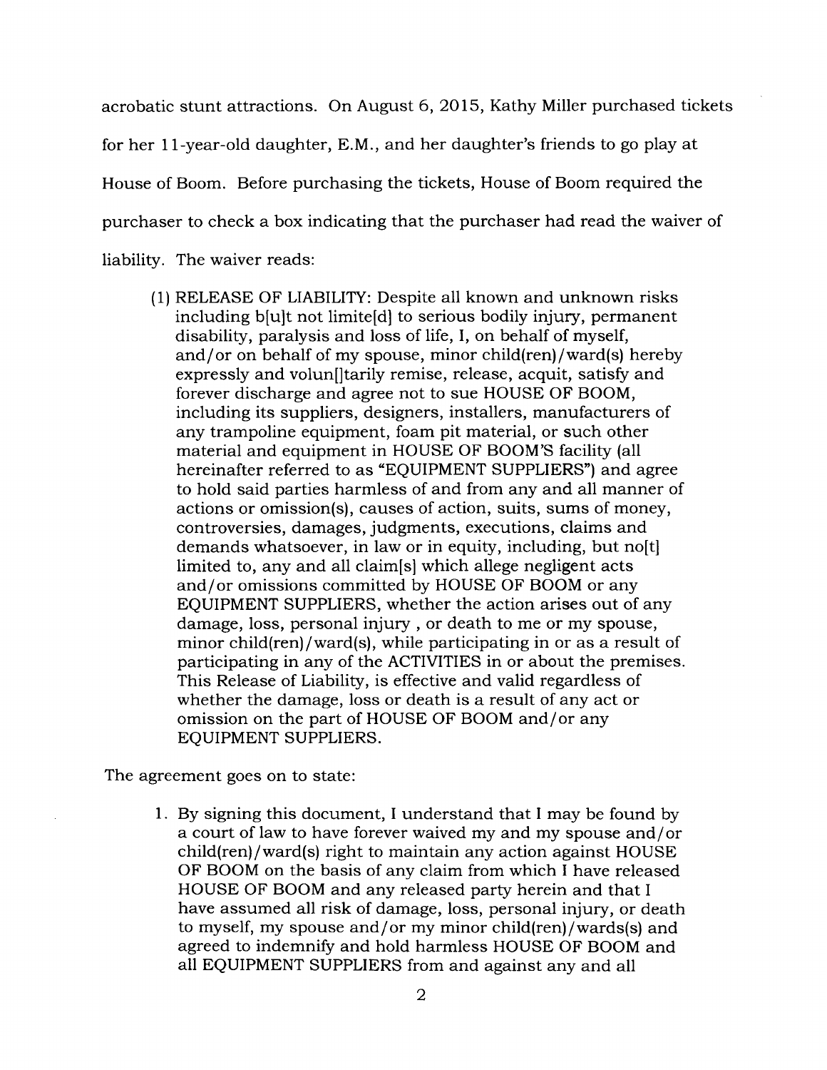acrobatic stunt attractions. On August 6, 2015, Kathy Miller purchased tickets for her 11-year-old daughter, E.M., and her daughter's friends to go play at House of Boom. Before purchasing the tickets, House of Boom required the purchaser to check a box indicating that the purchaser had read the waiver of liability. The waiver reads:

> (1) RELEASE OF LIABILITY: Despite all known and unknown risks including b[u]t not limite[d] to serious bodily injury, permanent disability, paralysis and loss of life, I, on behalf of myself, and/or on behalf of my spouse, minor child(ren)/ward(s) hereby expressly and volun[]tarily remise, release, acquit, satisfy and forever discharge and agree not to sue HOUSE OF BOOM, including its suppliers, designers, installers, manufacturers of any trampoline equipment, foam pit material, or such other material and equipment in HOUSE OF BOOM'S facility (all hereinafter referred to as "EQUIPMENT SUPPLIERS") and agree to hold said parties harmless of and from any and all manner of actions or omission(s), causes of action, suits, sums of money, controversies, damages, judgments, executions, claims and demands whatsoever, in law or in equity, including, but no[t] limited to, any and all claim[s] which allege negligent acts and/or omissions committed by HOUSE OF BOOM or any EQUIPMENT SUPPLIERS, whether the action arises out of any damage, loss, personal injury , or death to me or my spouse, minor child(ren)/ward(s), while participating in or as a result of participating in any of the ACTIVITIES in or about the premises. This Release of Liability, is effective and valid regardless of whether the damage, loss or death is a result of any act or omission on the part of HOUSE OF BOOM and/or any EQUIPMENT SUPPLIERS.

The agreement goes on to state:

> 1. By signing this document, I understand that I may be found by a court of law to have forever waived my and my spouse and/or child(ren)/ward(s) right to maintain any action against HOUSE OF BOOM on the basis of any claim from which I have released HOUSE OF BOOM and any released party herein and that I have assumed all risk of damage, loss, personal injury, or death to myself, my spouse and/or my minor child(ren)/wards(s) and agreed to indemnify and hold harmless HOUSE OF BOOM and all EQUIPMENT SUPPLIERS from and against any and all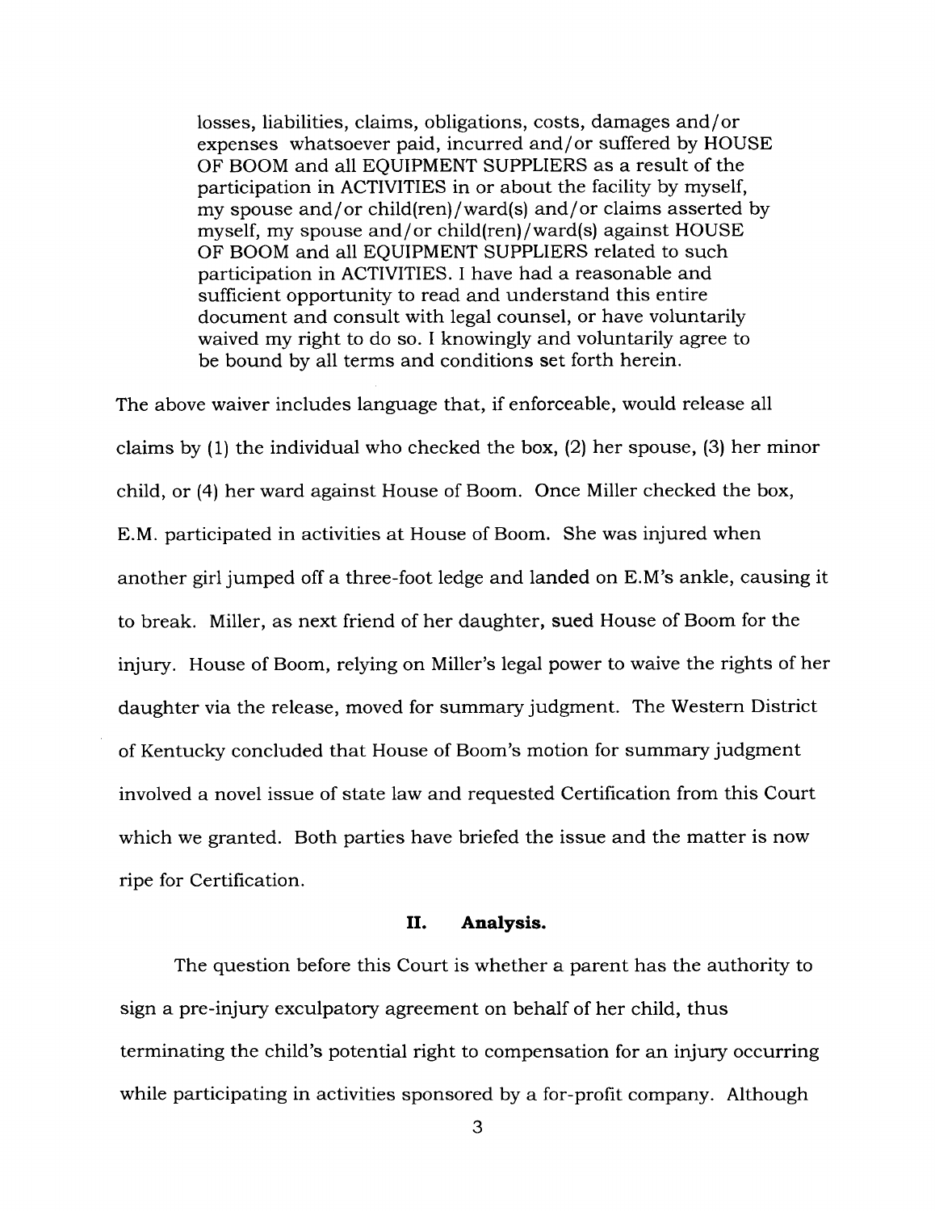> losses, liabilities, claims, obligations, costs, damages and/or expenses whatsoever paid, incurred and/or suffered by HOUSE OF BOOM and all EQUIPMENT SUPPLIERS as a result of the participation in ACTIVITIES in or about the facility by myself, my spouse and/or child(ren)/ward(s) and/or claims asserted by myself, my spouse and/or child(ren)/ward(s) against HOUSE OF BOOM and all EQUIPMENT SUPPLIERS related to such participation in ACTIVITIES. I have had a reasonable and sufficient opportunity to read and understand this entire document and consult with legal counsel, or have voluntarily waived my right to do so. I knowingly and voluntarily agree to be bound by all terms and conditions set forth herein.

The above waiver includes language that, if enforceable, would release all claims by (1) the individual who checked the box, (2) her spouse, (3) her minor child, or (4) her ward against House of Boom. Once Miller checked the box, E.M. participated in activities at House of Boom. She was injured when another girl jumped off a three-foot ledge and landed on E.M's ankle, causing it to break. Miller, as next friend of her daughter, sued House of Boom for the injury. House of Boom, relying on Miller's legal power to waive the rights of her daughter via the release, moved for summary judgment. The Western District of Kentucky concluded that House of Boom's motion for summary judgment involved a novel issue of state law and requested Certification from this Court which we granted. Both parties have briefed the issue and the matter is now ripe for Certification.

## II. Analysis.

The question before this Court is whether a parent has the authority to sign a pre-injury exculpatory agreement on behalf of her child, thus terminating the child's potential right to compensation for an injury occurring while participating in activities sponsored by a for-profit company. Although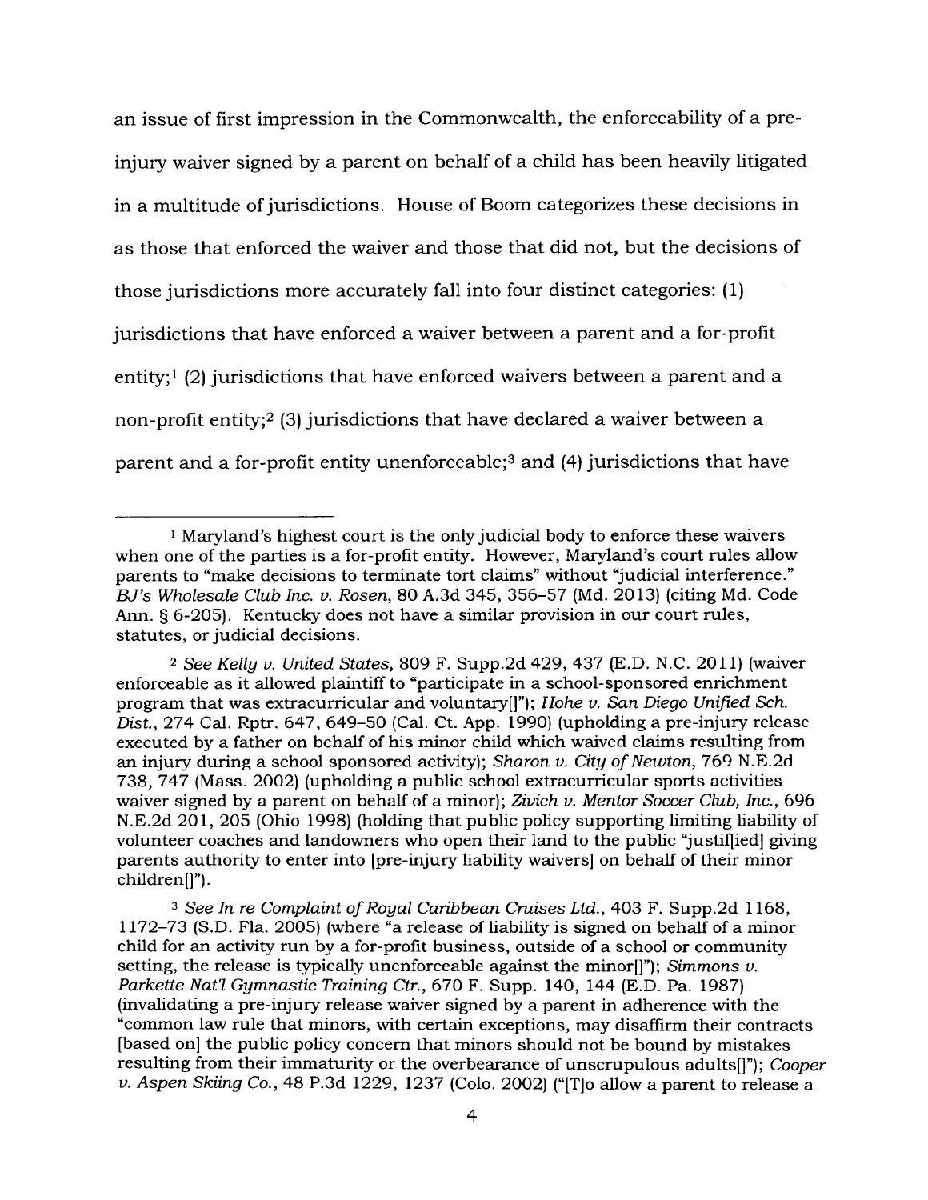an issue of first impression in the Commonwealth, the enforceability of a pre-injury waiver signed by a parent on behalf of a child has been heavily litigated in a multitude of jurisdictions. House of Boom categorizes these decisions in as those that enforced the waiver and those that did not, but the decisions of those jurisdictions more accurately fall into four distinct categories: (1) jurisdictions that have enforced a waiver between a parent and a for-profit entity;[1] (2) jurisdictions that have enforced waivers between a parent and a non-profit entity;[2] (3) jurisdictions that have declared a waiver between a parent and a for-profit entity unenforceable;[3] and (4) jurisdictions that have

---

[1] Maryland's highest court is the only judicial body to enforce these waivers when one of the parties is a for-profit entity. However, Maryland's court rules allow parents to "make decisions to terminate tort claims" without "judicial interference." *BJ's Wholesale Club Inc. v. Rosen*, 80 A.3d 345, 356–57 (Md. 2013) (citing Md. Code Ann. § 6-205). Kentucky does not have a similar provision in our court rules, statutes, or judicial decisions.

[2] *See Kelly v. United States*, 809 F. Supp.2d 429, 437 (E.D. N.C. 2011) (waiver enforceable as it allowed plaintiff to "participate in a school-sponsored enrichment program that was extracurricular and voluntary[]"); *Hohe v. San Diego Unified Sch. Dist.*, 274 Cal. Rptr. 647, 649–50 (Cal. Ct. App. 1990) (upholding a pre-injury release executed by a father on behalf of his minor child which waived claims resulting from an injury during a school sponsored activity); *Sharon v. City of Newton*, 769 N.E.2d 738, 747 (Mass. 2002) (upholding a public school extracurricular sports activities waiver signed by a parent on behalf of a minor); *Zivich v. Mentor Soccer Club, Inc.*, 696 N.E.2d 201, 205 (Ohio 1998) (holding that public policy supporting limiting liability of volunteer coaches and landowners who open their land to the public "justif[ied] giving parents authority to enter into [pre-injury liability waivers] on behalf of their minor children[]").

[3] *See In re Complaint of Royal Caribbean Cruises Ltd.*, 403 F. Supp.2d 1168, 1172–73 (S.D. Fla. 2005) (where "a release of liability is signed on behalf of a minor child for an activity run by a for-profit business, outside of a school or community setting, the release is typically unenforceable against the minor[]"); *Simmons v. Parkette Nat'l Gymnastic Training Ctr.*, 670 F. Supp. 140, 144 (E.D. Pa. 1987) (invalidating a pre-injury release waiver signed by a parent in adherence with the "common law rule that minors, with certain exceptions, may disaffirm their contracts [based on] the public policy concern that minors should not be bound by mistakes resulting from their immaturity or the overbearance of unscrupulous adults[]"); *Cooper v. Aspen Skiing Co.*, 48 P.3d 1229, 1237 (Colo. 2002) ("[T]o allow a parent to release a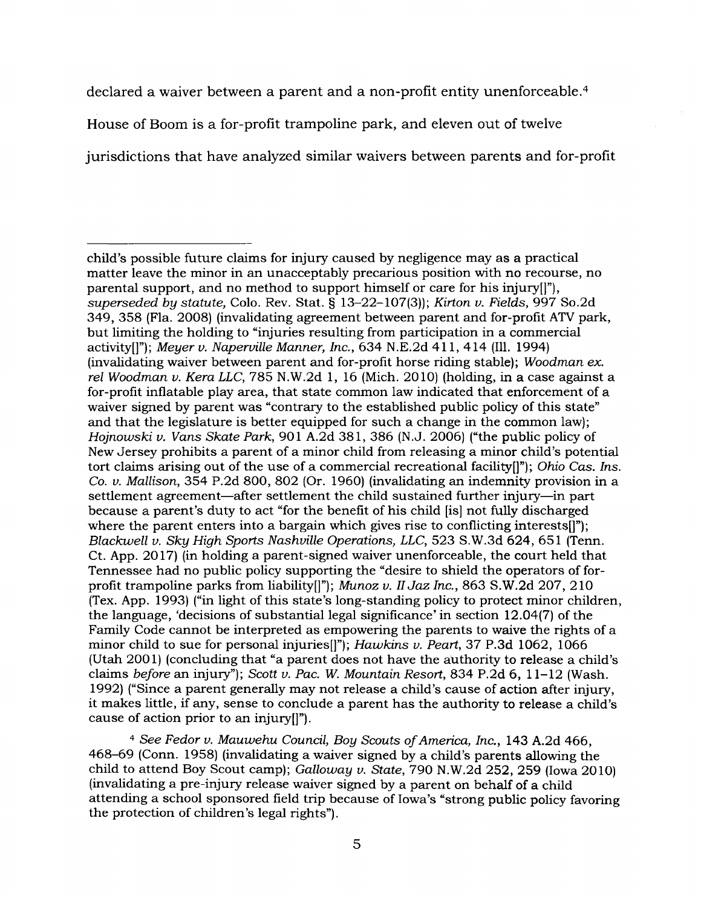declared a waiver between a parent and a non-profit entity unenforceable.[4] House of Boom is a for-profit trampoline park, and eleven out of twelve jurisdictions that have analyzed similar waivers between parents and for-profit

---

child's possible future claims for injury caused by negligence may as a practical matter leave the minor in an unacceptably precarious position with no recourse, no parental support, and no method to support himself or care for his injury[]"), *superseded by statute,* Colo. Rev. Stat. § 13–22–107(3)); *Kirton v. Fields*, 997 So.2d 349, 358 (Fla. 2008) (invalidating agreement between parent and for-profit ATV park, but limiting the holding to "injuries resulting from participation in a commercial activity[]"); *Meyer v. Naperville Manner, Inc.*, 634 N.E.2d 411, 414 (Ill. 1994) (invalidating waiver between parent and for-profit horse riding stable); *Woodman ex. rel Woodman v. Kera LLC*, 785 N.W.2d 1, 16 (Mich. 2010) (holding, in a case against a for-profit inflatable play area, that state common law indicated that enforcement of a waiver signed by parent was "contrary to the established public policy of this state" and that the legislature is better equipped for such a change in the common law); *Hojnowski v. Vans Skate Park*, 901 A.2d 381, 386 (N.J. 2006) ("the public policy of New Jersey prohibits a parent of a minor child from releasing a minor child's potential tort claims arising out of the use of a commercial recreational facility[]"); *Ohio Cas. Ins. Co. v. Mallison*, 354 P.2d 800, 802 (Or. 1960) (invalidating an indemnity provision in a settlement agreement—after settlement the child sustained further injury—in part because a parent's duty to act "for the benefit of his child [is] not fully discharged where the parent enters into a bargain which gives rise to conflicting interests[]"); *Blackwell v. Sky High Sports Nashville Operations, LLC*, 523 S.W.3d 624, 651 (Tenn. Ct. App. 2017) (in holding a parent-signed waiver unenforceable, the court held that Tennessee had no public policy supporting the "desire to shield the operators of for-profit trampoline parks from liability[]"); *Munoz v. II Jaz Inc.*, 863 S.W.2d 207, 210 (Tex. App. 1993) ("in light of this state's long-standing policy to protect minor children, the language, 'decisions of substantial legal significance' in section 12.04(7) of the Family Code cannot be interpreted as empowering the parents to waive the rights of a minor child to sue for personal injuries[]"); *Hawkins v. Peart*, 37 P.3d 1062, 1066 (Utah 2001) (concluding that "a parent does not have the authority to release a child's claims *before* an injury"); *Scott v. Pac. W. Mountain Resort*, 834 P.2d 6, 11–12 (Wash. 1992) ("Since a parent generally may not release a child's cause of action after injury, it makes little, if any, sense to conclude a parent has the authority to release a child's cause of action prior to an injury[]").

[4] *See Fedor v. Mauwehu Council, Boy Scouts of America, Inc.*, 143 A.2d 466, 468–69 (Conn. 1958) (invalidating a waiver signed by a child's parents allowing the child to attend Boy Scout camp); *Galloway v. State*, 790 N.W.2d 252, 259 (Iowa 2010) (invalidating a pre-injury release waiver signed by a parent on behalf of a child attending a school sponsored field trip because of Iowa's "strong public policy favoring the protection of children's legal rights").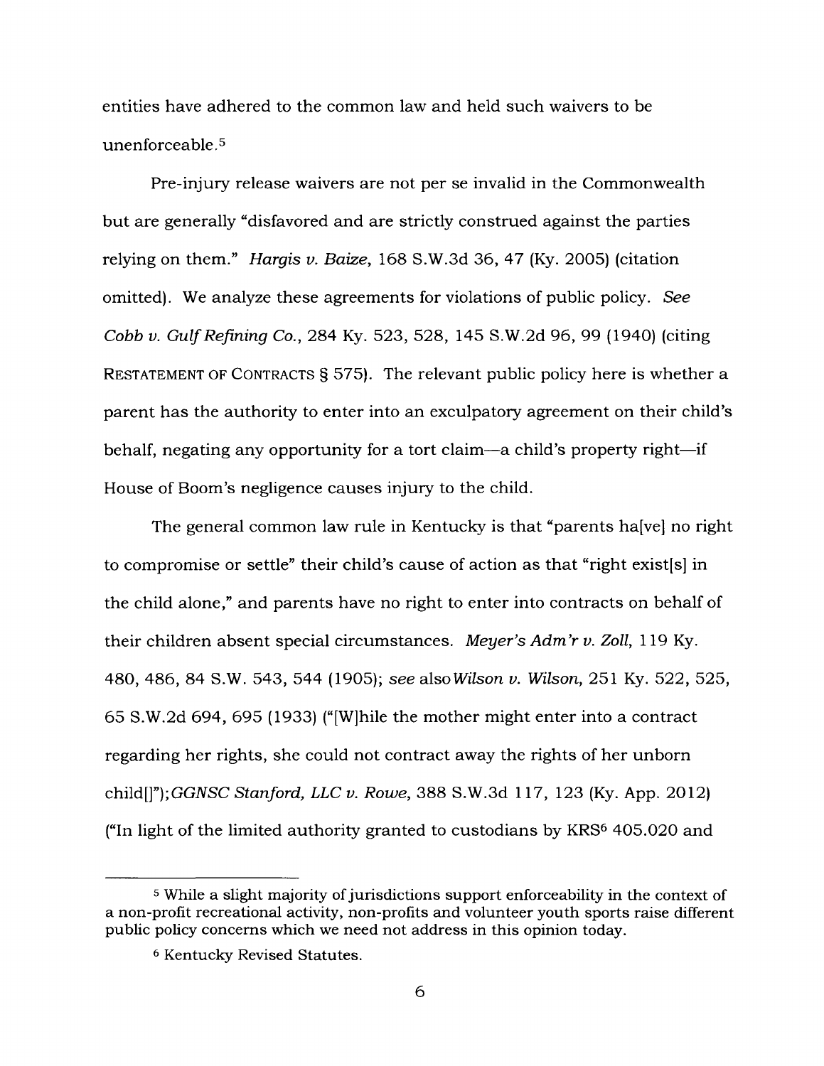entities have adhered to the common law and held such waivers to be unenforceable.[5]

Pre-injury release waivers are not per se invalid in the Commonwealth but are generally "disfavored and are strictly construed against the parties relying on them." *Hargis v. Baize*, 168 S.W.3d 36, 47 (Ky. 2005) (citation omitted). We analyze these agreements for violations of public policy. *See Cobb v. Gulf Refining Co.*, 284 Ky. 523, 528, 145 S.W.2d 96, 99 (1940) (citing RESTATEMENT OF CONTRACTS § 575). The relevant public policy here is whether a parent has the authority to enter into an exculpatory agreement on their child's behalf, negating any opportunity for a tort claim—a child's property right—if House of Boom's negligence causes injury to the child.

The general common law rule in Kentucky is that "parents ha[ve] no right to compromise or settle" their child's cause of action as that "right exist[s] in the child alone," and parents have no right to enter into contracts on behalf of their children absent special circumstances. *Meyer's Adm'r v. Zoll*, 119 Ky. 480, 486, 84 S.W. 543, 544 (1905); *see also Wilson v. Wilson*, 251 Ky. 522, 525, 65 S.W.2d 694, 695 (1933) ("[W]hile the mother might enter into a contract regarding her rights, she could not contract away the rights of her unborn child[]"); *GGNSC Stanford, LLC v. Rowe*, 388 S.W.3d 117, 123 (Ky. App. 2012) ("In light of the limited authority granted to custodians by KRS[6] 405.020 and

---

[5] While a slight majority of jurisdictions support enforceability in the context of a non-profit recreational activity, non-profits and volunteer youth sports raise different public policy concerns which we need not address in this opinion today.

[6] Kentucky Revised Statutes.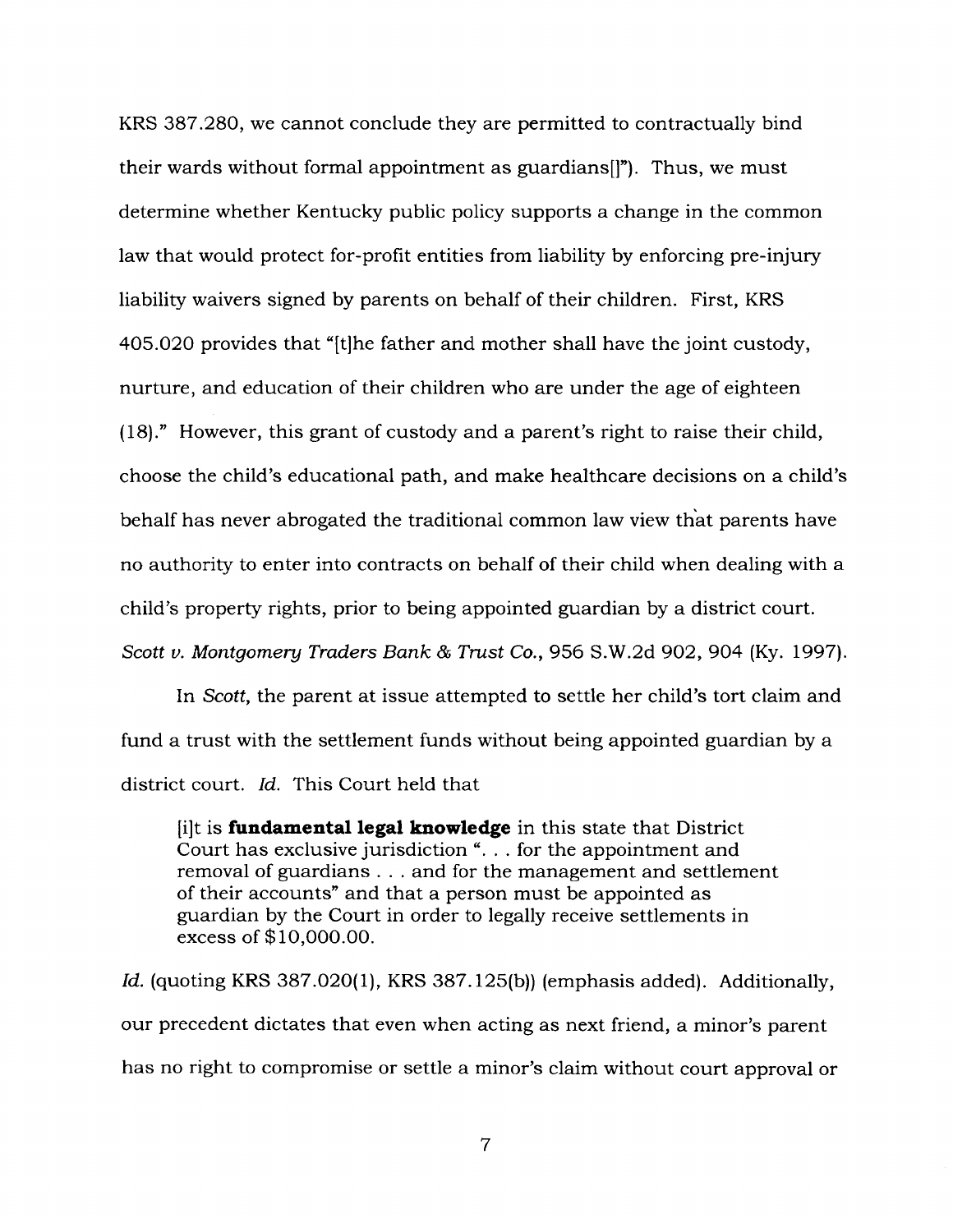KRS 387.280, we cannot conclude they are permitted to contractually bind their wards without formal appointment as guardians[]"). Thus, we must determine whether Kentucky public policy supports a change in the common law that would protect for-profit entities from liability by enforcing pre-injury liability waivers signed by parents on behalf of their children. First, KRS 405.020 provides that "[t]he father and mother shall have the joint custody, nurture, and education of their children who are under the age of eighteen (18)." However, this grant of custody and a parent's right to raise their child, choose the child's educational path, and make healthcare decisions on a child's behalf has never abrogated the traditional common law view that parents have no authority to enter into contracts on behalf of their child when dealing with a child's property rights, prior to being appointed guardian by a district court. *Scott v. Montgomery Traders Bank & Trust Co.*, 956 S.W.2d 902, 904 (Ky. 1997).

In *Scott*, the parent at issue attempted to settle her child's tort claim and fund a trust with the settlement funds without being appointed guardian by a district court. *Id.* This Court held that

> [i]t is **fundamental legal knowledge** in this state that District Court has exclusive jurisdiction ". . . for the appointment and removal of guardians . . . and for the management and settlement of their accounts" and that a person must be appointed as guardian by the Court in order to legally receive settlements in excess of $10,000.00.

*Id.* (quoting KRS 387.020(1), KRS 387.125(b)) (emphasis added). Additionally, our precedent dictates that even when acting as next friend, a minor's parent has no right to compromise or settle a minor's claim without court approval or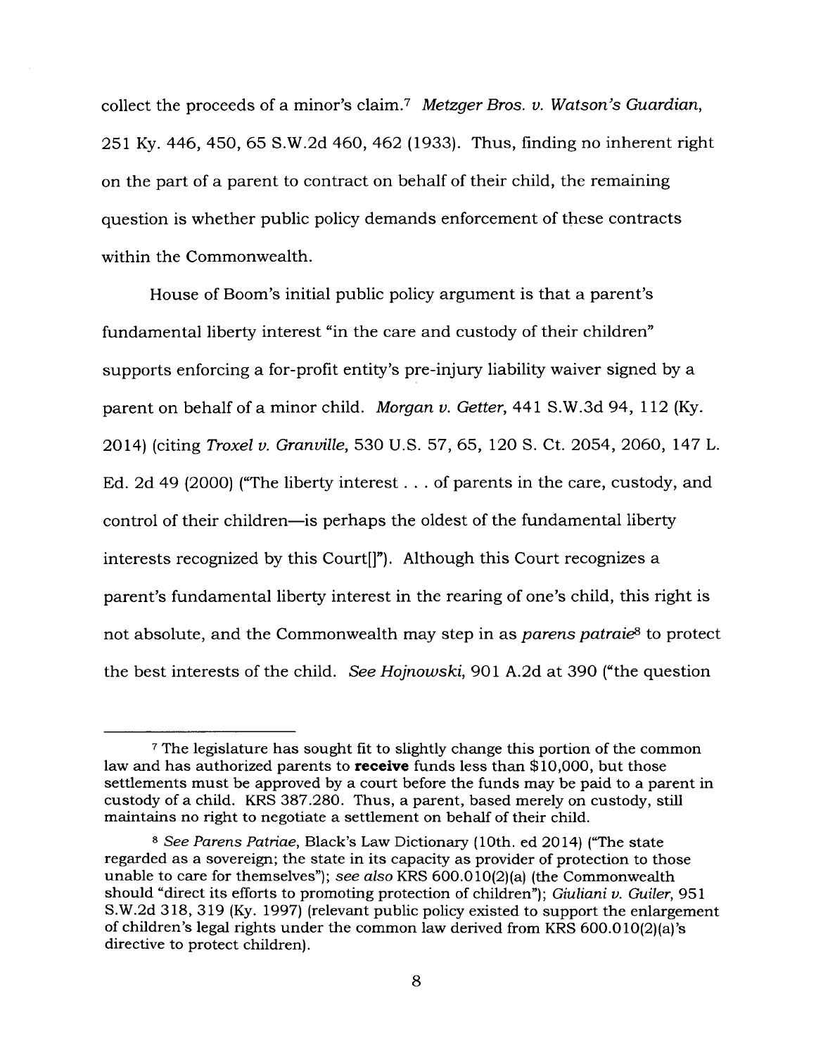collect the proceeds of a minor's claim.[7] *Metzger Bros. v. Watson's Guardian*, 251 Ky. 446, 450, 65 S.W.2d 460, 462 (1933). Thus, finding no inherent right on the part of a parent to contract on behalf of their child, the remaining question is whether public policy demands enforcement of these contracts within the Commonwealth.

House of Boom's initial public policy argument is that a parent's fundamental liberty interest "in the care and custody of their children" supports enforcing a for-profit entity's pre-injury liability waiver signed by a parent on behalf of a minor child. *Morgan v. Getter*, 441 S.W.3d 94, 112 (Ky. 2014) (citing *Troxel v. Granville*, 530 U.S. 57, 65, 120 S. Ct. 2054, 2060, 147 L. Ed. 2d 49 (2000) ("The liberty interest . . . of parents in the care, custody, and control of their children—is perhaps the oldest of the fundamental liberty interests recognized by this Court[]"). Although this Court recognizes a parent's fundamental liberty interest in the rearing of one's child, this right is not absolute, and the Commonwealth may step in as *parens patraie*[8] to protect the best interests of the child. *See Hojnowski*, 901 A.2d at 390 ("the question

---

[7] The legislature has sought fit to slightly change this portion of the common law and has authorized parents to **receive** funds less than $10,000, but those settlements must be approved by a court before the funds may be paid to a parent in custody of a child. KRS 387.280. Thus, a parent, based merely on custody, still maintains no right to negotiate a settlement on behalf of their child.

[8] *See Parens Patriae*, Black's Law Dictionary (10th. ed 2014) ("The state regarded as a sovereign; the state in its capacity as provider of protection to those unable to care for themselves"); *see also* KRS 600.010(2)(a) (the Commonwealth should "direct its efforts to promoting protection of children"); *Giuliani v. Guiler*, 951 S.W.2d 318, 319 (Ky. 1997) (relevant public policy existed to support the enlargement of children's legal rights under the common law derived from KRS 600.010(2)(a)'s directive to protect children).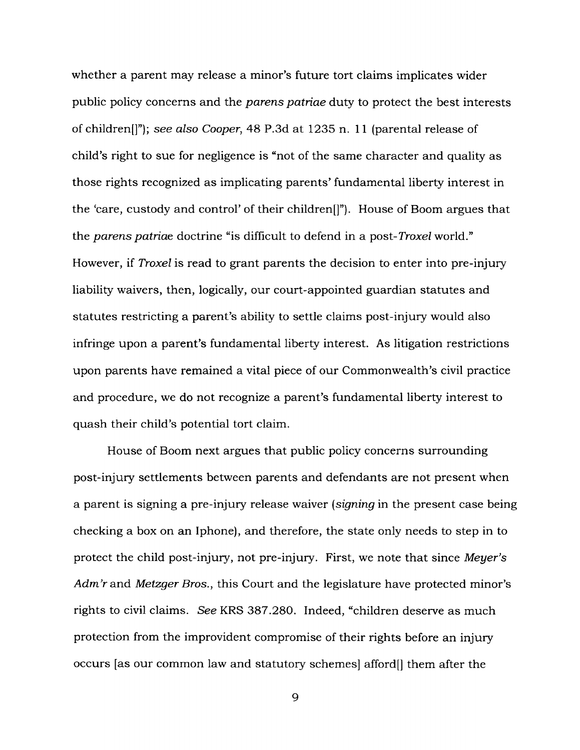whether a parent may release a minor's future tort claims implicates wider public policy concerns and the *parens patriae* duty to protect the best interests of children[]"); *see also Cooper*, 48 P.3d at 1235 n. 11 (parental release of child's right to sue for negligence is "not of the same character and quality as those rights recognized as implicating parents' fundamental liberty interest in the 'care, custody and control' of their children[]"). House of Boom argues that the *parens patriae* doctrine "is difficult to defend in a post-*Troxel* world." However, if *Troxel* is read to grant parents the decision to enter into pre-injury liability waivers, then, logically, our court-appointed guardian statutes and statutes restricting a parent's ability to settle claims post-injury would also infringe upon a parent's fundamental liberty interest. As litigation restrictions upon parents have remained a vital piece of our Commonwealth's civil practice and procedure, we do not recognize a parent's fundamental liberty interest to quash their child's potential tort claim.

House of Boom next argues that public policy concerns surrounding post-injury settlements between parents and defendants are not present when a parent is signing a pre-injury release waiver (*signing* in the present case being checking a box on an Iphone), and therefore, the state only needs to step in to protect the child post-injury, not pre-injury. First, we note that since *Meyer's Adm'r* and *Metzger Bros.*, this Court and the legislature have protected minor's rights to civil claims. *See* KRS 387.280. Indeed, "children deserve as much protection from the improvident compromise of their rights before an injury occurs [as our common law and statutory schemes] afford[] them after the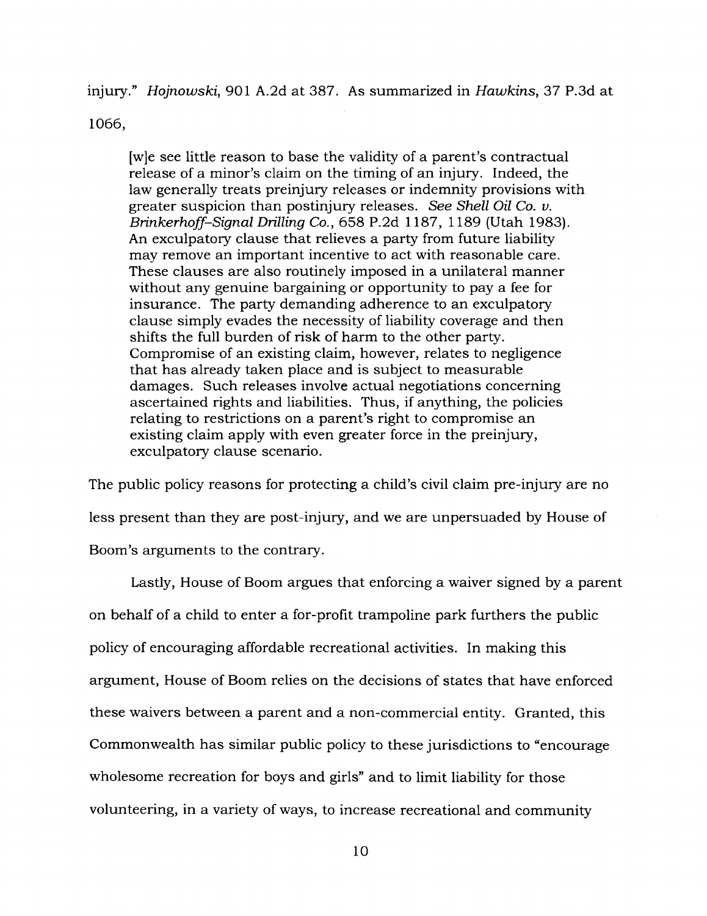injury." *Hojnowski*, 901 A.2d at 387. As summarized in *Hawkins*, 37 P.3d at 1066,

> [w]e see little reason to base the validity of a parent's contractual release of a minor's claim on the timing of an injury. Indeed, the law generally treats preinjury releases or indemnity provisions with greater suspicion than postinjury releases. *See Shell Oil Co. v. Brinkerhoff-Signal Drilling Co.*, 658 P.2d 1187, 1189 (Utah 1983). An exculpatory clause that relieves a party from future liability may remove an important incentive to act with reasonable care. These clauses are also routinely imposed in a unilateral manner without any genuine bargaining or opportunity to pay a fee for insurance. The party demanding adherence to an exculpatory clause simply evades the necessity of liability coverage and then shifts the full burden of risk of harm to the other party. Compromise of an existing claim, however, relates to negligence that has already taken place and is subject to measurable damages. Such releases involve actual negotiations concerning ascertained rights and liabilities. Thus, if anything, the policies relating to restrictions on a parent's right to compromise an existing claim apply with even greater force in the preinjury, exculpatory clause scenario.

The public policy reasons for protecting a child's civil claim pre-injury are no less present than they are post-injury, and we are unpersuaded by House of Boom's arguments to the contrary.

Lastly, House of Boom argues that enforcing a waiver signed by a parent on behalf of a child to enter a for-profit trampoline park furthers the public policy of encouraging affordable recreational activities. In making this argument, House of Boom relies on the decisions of states that have enforced these waivers between a parent and a non-commercial entity. Granted, this Commonwealth has similar public policy to these jurisdictions to "encourage wholesome recreation for boys and girls" and to limit liability for those volunteering, in a variety of ways, to increase recreational and community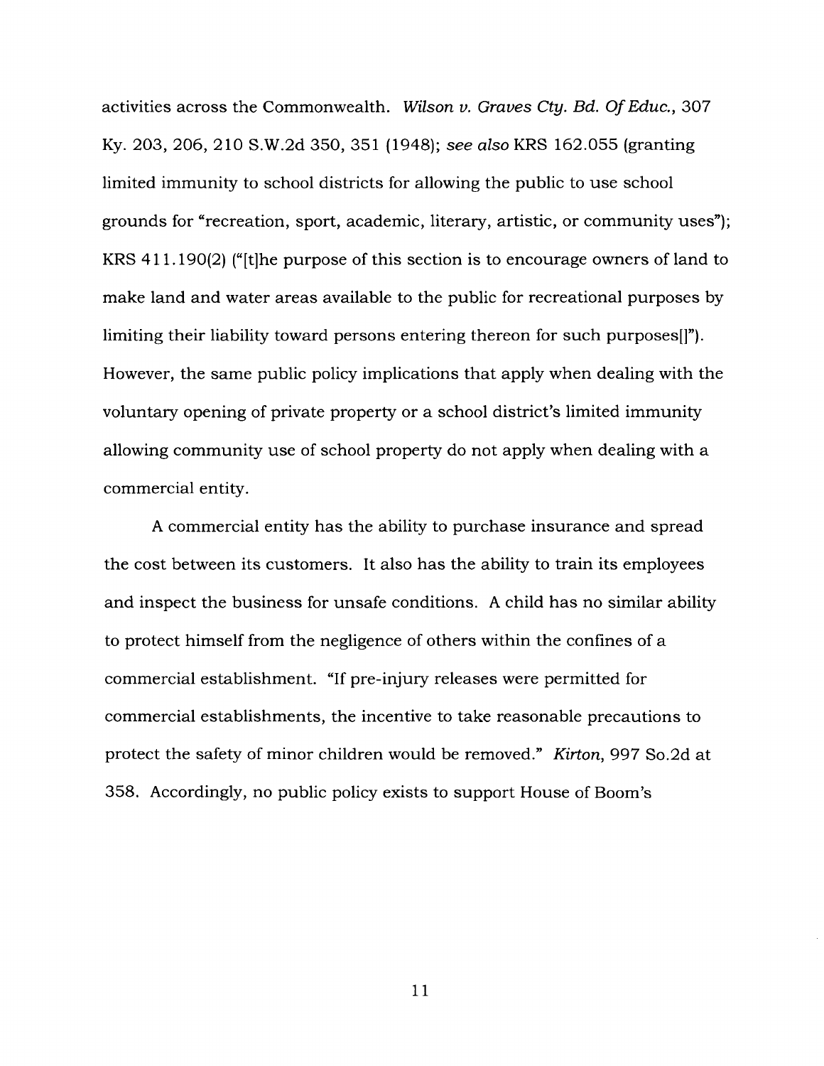activities across the Commonwealth. *Wilson v. Graves Cty. Bd. Of Educ.*, 307 Ky. 203, 206, 210 S.W.2d 350, 351 (1948); *see also* KRS 162.055 (granting limited immunity to school districts for allowing the public to use school grounds for "recreation, sport, academic, literary, artistic, or community uses"); KRS 411.190(2) ("[t]he purpose of this section is to encourage owners of land to make land and water areas available to the public for recreational purposes by limiting their liability toward persons entering thereon for such purposes[]"). However, the same public policy implications that apply when dealing with the voluntary opening of private property or a school district's limited immunity allowing community use of school property do not apply when dealing with a commercial entity.

A commercial entity has the ability to purchase insurance and spread the cost between its customers. It also has the ability to train its employees and inspect the business for unsafe conditions. A child has no similar ability to protect himself from the negligence of others within the confines of a commercial establishment. "If pre-injury releases were permitted for commercial establishments, the incentive to take reasonable precautions to protect the safety of minor children would be removed." *Kirton*, 997 So.2d at 358. Accordingly, no public policy exists to support House of Boom's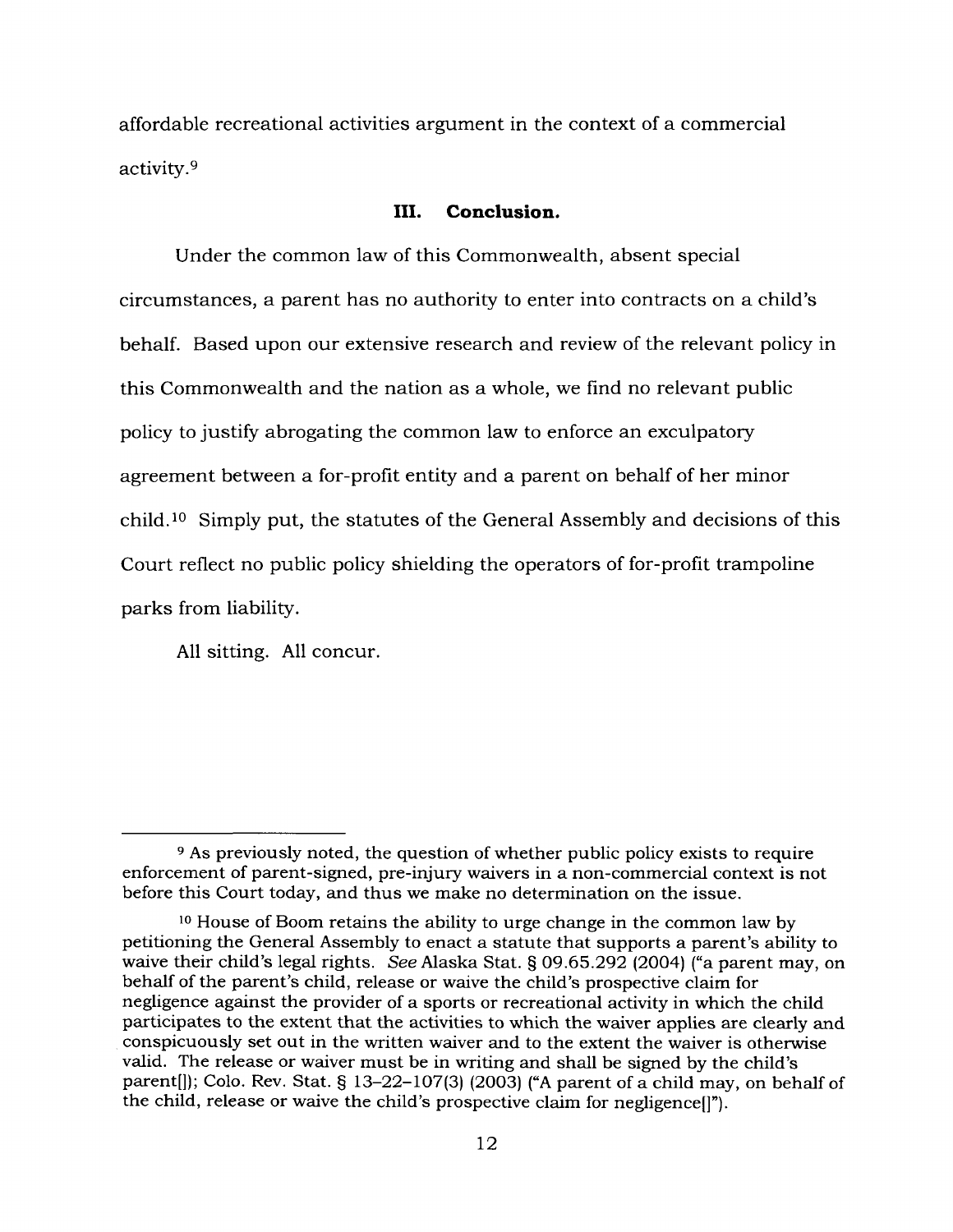affordable recreational activities argument in the context of a commercial activity.[9]

## III. Conclusion.

Under the common law of this Commonwealth, absent special circumstances, a parent has no authority to enter into contracts on a child's behalf. Based upon our extensive research and review of the relevant policy in this Commonwealth and the nation as a whole, we find no relevant public policy to justify abrogating the common law to enforce an exculpatory agreement between a for-profit entity and a parent on behalf of her minor child.[10] Simply put, the statutes of the General Assembly and decisions of this Court reflect no public policy shielding the operators of for-profit trampoline parks from liability.

All sitting. All concur.

---

[9] As previously noted, the question of whether public policy exists to require enforcement of parent-signed, pre-injury waivers in a non-commercial context is not before this Court today, and thus we make no determination on the issue.

[10] House of Boom retains the ability to urge change in the common law by petitioning the General Assembly to enact a statute that supports a parent's ability to waive their child's legal rights. *See* Alaska Stat. § 09.65.292 (2004) ("a parent may, on behalf of the parent's child, release or waive the child's prospective claim for negligence against the provider of a sports or recreational activity in which the child participates to the extent that the activities to which the waiver applies are clearly and conspicuously set out in the written waiver and to the extent the waiver is otherwise valid. The release or waiver must be in writing and shall be signed by the child's parent[]); Colo. Rev. Stat. § 13–22–107(3) (2003) ("A parent of a child may, on behalf of the child, release or waive the child's prospective claim for negligence[]").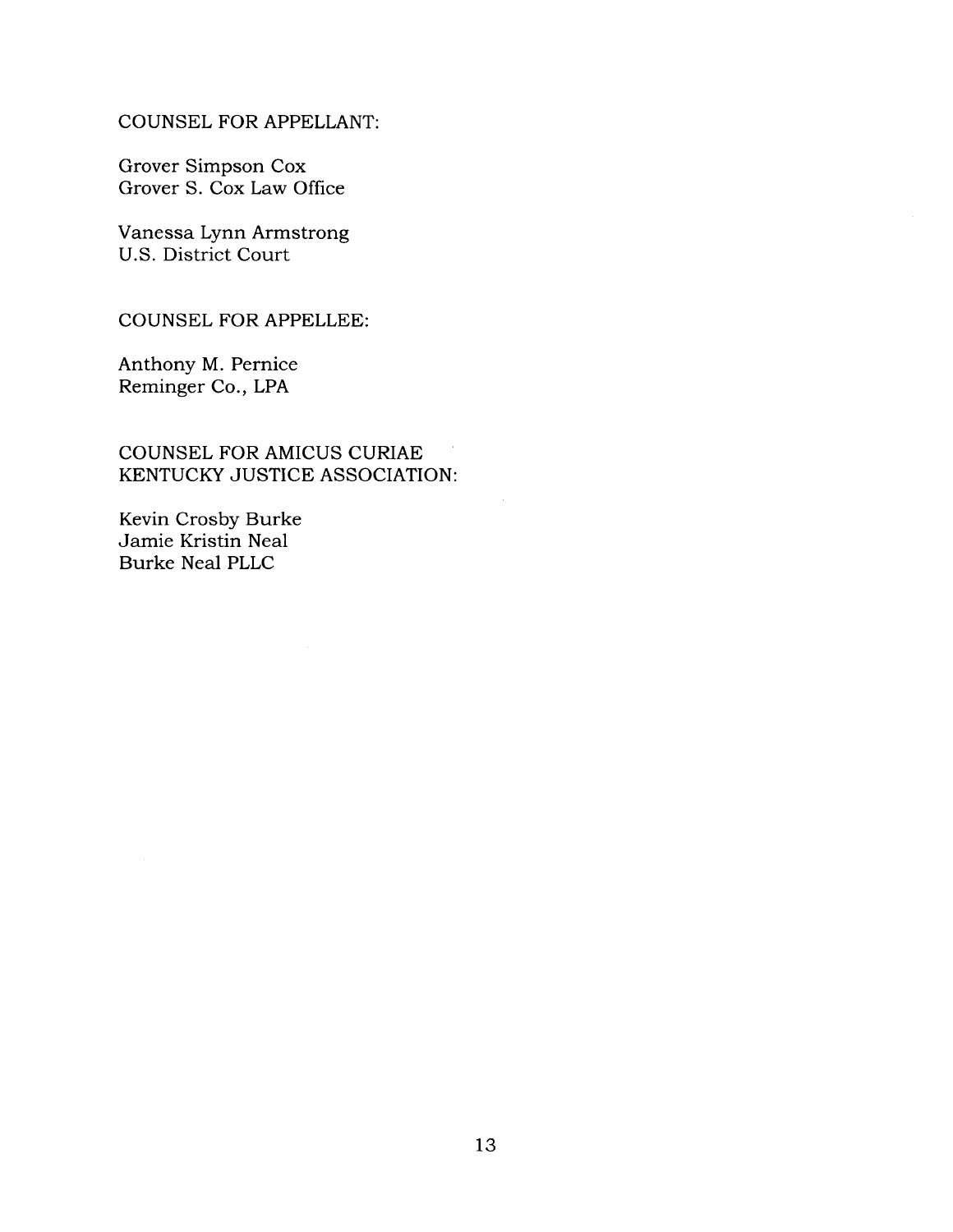COUNSEL FOR APPELLANT:

Grover Simpson Cox
Grover S. Cox Law Office

Vanessa Lynn Armstrong
U.S. District Court

COUNSEL FOR APPELLEE:

Anthony M. Pernice
Reminger Co., LPA

COUNSEL FOR AMICUS CURIAE
KENTUCKY JUSTICE ASSOCIATION:

Kevin Crosby Burke
Jamie Kristin Neal
Burke Neal PLLC